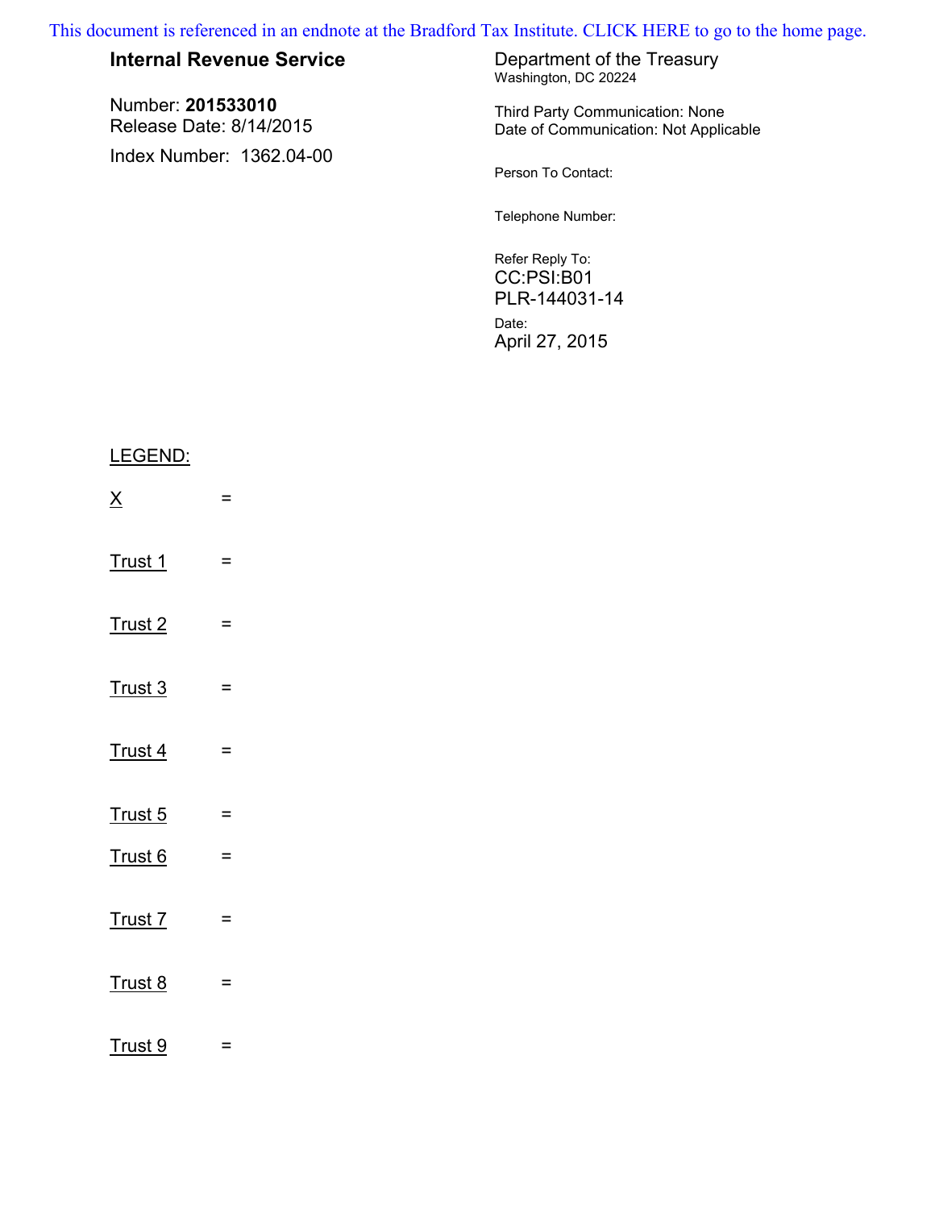This document is referenced in an endnote at the Bradford Tax Institute. CLICK HERE to go to the home page.

**Internal Revenue Service**

Number: **201533010**
Release Date: 8/14/2015

Index Number: 1362.04-00

Department of the Treasury
Washington, DC 20224

Third Party Communication: None
Date of Communication: Not Applicable

Person To Contact:

Telephone Number:

Refer Reply To:
CC:PSI:B01
PLR-144031-14

Date:
April 27, 2015

LEGEND:

X =

Trust 1 =

Trust 2 =

Trust 3 =

Trust 4 =

Trust 5 =

Trust 6 =

Trust 7 =

Trust 8 =

Trust 9 =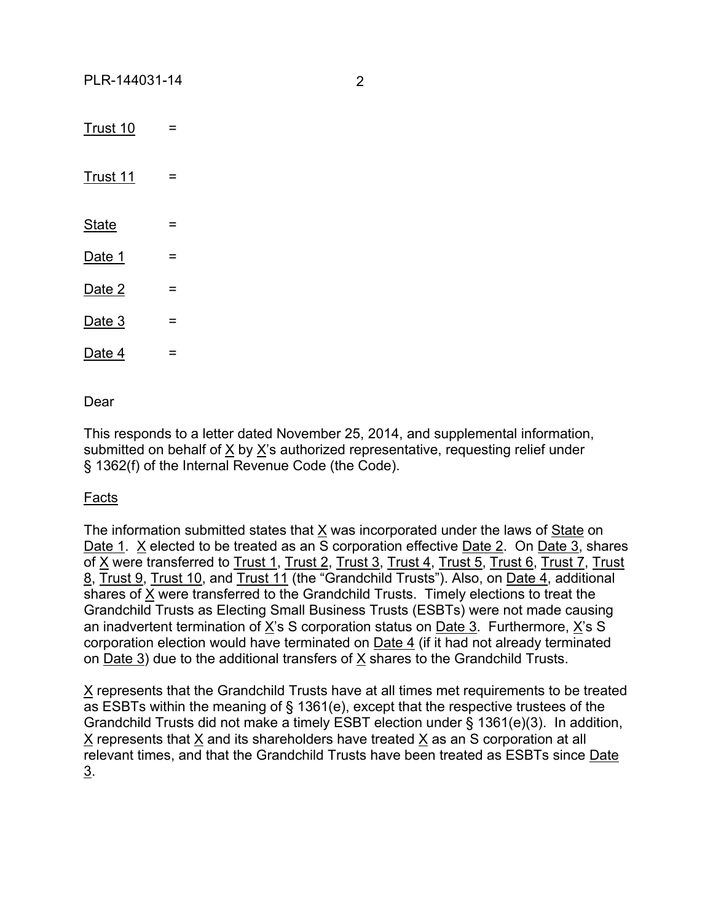Trust 10 =

Trust 11 =

State =

Date 1 =

Date 2 =

Date 3 =

Date 4 =

Dear

This responds to a letter dated November 25, 2014, and supplemental information, submitted on behalf of X by X's authorized representative, requesting relief under § 1362(f) of the Internal Revenue Code (the Code).

Facts

The information submitted states that X was incorporated under the laws of State on Date 1. X elected to be treated as an S corporation effective Date 2. On Date 3, shares of X were transferred to Trust 1, Trust 2, Trust 3, Trust 4, Trust 5, Trust 6, Trust 7, Trust 8, Trust 9, Trust 10, and Trust 11 (the "Grandchild Trusts"). Also, on Date 4, additional shares of X were transferred to the Grandchild Trusts. Timely elections to treat the Grandchild Trusts as Electing Small Business Trusts (ESBTs) were not made causing an inadvertent termination of X's S corporation status on Date 3. Furthermore, X's S corporation election would have terminated on Date 4 (if it had not already terminated on Date 3) due to the additional transfers of X shares to the Grandchild Trusts.

X represents that the Grandchild Trusts have at all times met requirements to be treated as ESBTs within the meaning of § 1361(e), except that the respective trustees of the Grandchild Trusts did not make a timely ESBT election under § 1361(e)(3). In addition, X represents that X and its shareholders have treated X as an S corporation at all relevant times, and that the Grandchild Trusts have been treated as ESBTs since Date 3.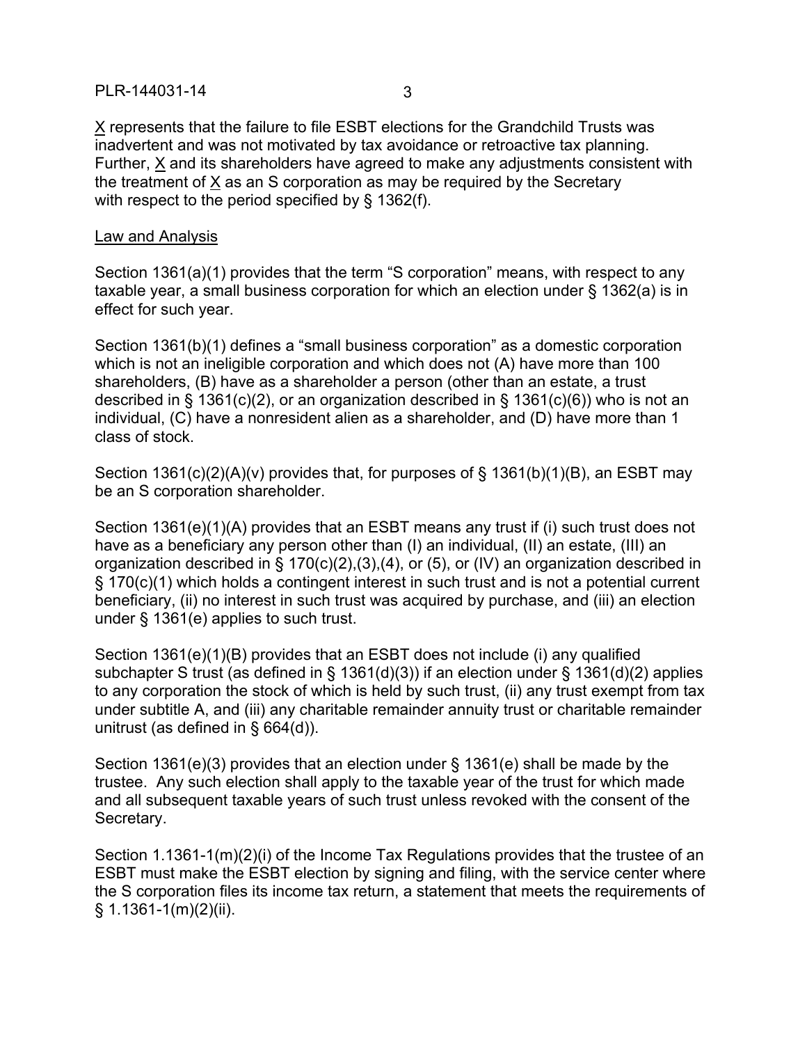X represents that the failure to file ESBT elections for the Grandchild Trusts was inadvertent and was not motivated by tax avoidance or retroactive tax planning. Further, X and its shareholders have agreed to make any adjustments consistent with the treatment of X as an S corporation as may be required by the Secretary with respect to the period specified by § 1362(f).

Law and Analysis

Section 1361(a)(1) provides that the term "S corporation" means, with respect to any taxable year, a small business corporation for which an election under § 1362(a) is in effect for such year.

Section 1361(b)(1) defines a "small business corporation" as a domestic corporation which is not an ineligible corporation and which does not (A) have more than 100 shareholders, (B) have as a shareholder a person (other than an estate, a trust described in § 1361(c)(2), or an organization described in § 1361(c)(6)) who is not an individual, (C) have a nonresident alien as a shareholder, and (D) have more than 1 class of stock.

Section 1361(c)(2)(A)(v) provides that, for purposes of § 1361(b)(1)(B), an ESBT may be an S corporation shareholder.

Section 1361(e)(1)(A) provides that an ESBT means any trust if (i) such trust does not have as a beneficiary any person other than (I) an individual, (II) an estate, (III) an organization described in § 170(c)(2),(3),(4), or (5), or (IV) an organization described in § 170(c)(1) which holds a contingent interest in such trust and is not a potential current beneficiary, (ii) no interest in such trust was acquired by purchase, and (iii) an election under § 1361(e) applies to such trust.

Section 1361(e)(1)(B) provides that an ESBT does not include (i) any qualified subchapter S trust (as defined in § 1361(d)(3)) if an election under § 1361(d)(2) applies to any corporation the stock of which is held by such trust, (ii) any trust exempt from tax under subtitle A, and (iii) any charitable remainder annuity trust or charitable remainder unitrust (as defined in § 664(d)).

Section 1361(e)(3) provides that an election under § 1361(e) shall be made by the trustee. Any such election shall apply to the taxable year of the trust for which made and all subsequent taxable years of such trust unless revoked with the consent of the Secretary.

Section 1.1361-1(m)(2)(i) of the Income Tax Regulations provides that the trustee of an ESBT must make the ESBT election by signing and filing, with the service center where the S corporation files its income tax return, a statement that meets the requirements of § 1.1361-1(m)(2)(ii).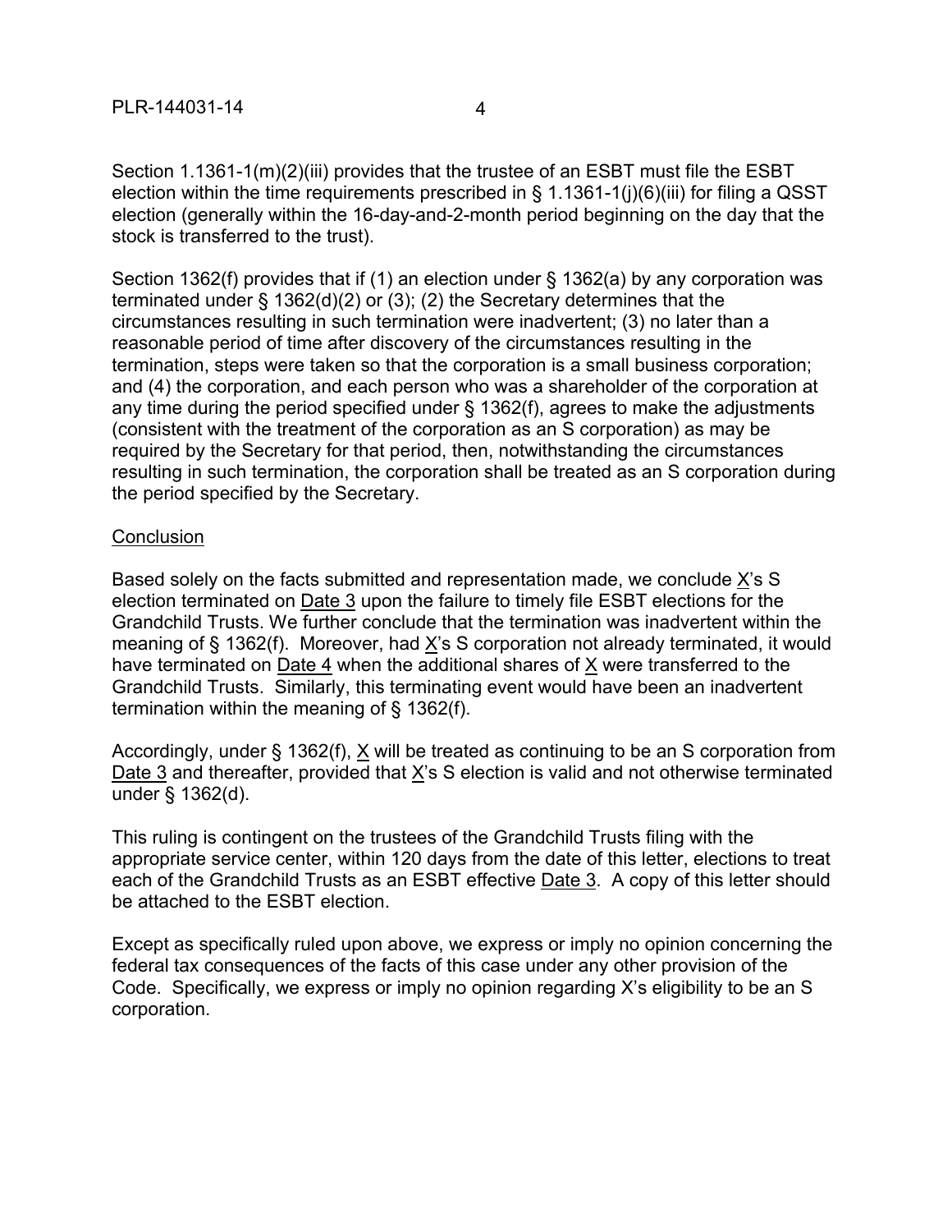Section 1.1361-1(m)(2)(iii) provides that the trustee of an ESBT must file the ESBT election within the time requirements prescribed in § 1.1361-1(j)(6)(iii) for filing a QSST election (generally within the 16-day-and-2-month period beginning on the day that the stock is transferred to the trust).

Section 1362(f) provides that if (1) an election under § 1362(a) by any corporation was terminated under § 1362(d)(2) or (3); (2) the Secretary determines that the circumstances resulting in such termination were inadvertent; (3) no later than a reasonable period of time after discovery of the circumstances resulting in the termination, steps were taken so that the corporation is a small business corporation; and (4) the corporation, and each person who was a shareholder of the corporation at any time during the period specified under § 1362(f), agrees to make the adjustments (consistent with the treatment of the corporation as an S corporation) as may be required by the Secretary for that period, then, notwithstanding the circumstances resulting in such termination, the corporation shall be treated as an S corporation during the period specified by the Secretary.

Conclusion

Based solely on the facts submitted and representation made, we conclude X's S election terminated on Date 3 upon the failure to timely file ESBT elections for the Grandchild Trusts. We further conclude that the termination was inadvertent within the meaning of § 1362(f). Moreover, had X's S corporation not already terminated, it would have terminated on Date 4 when the additional shares of X were transferred to the Grandchild Trusts. Similarly, this terminating event would have been an inadvertent termination within the meaning of § 1362(f).

Accordingly, under § 1362(f), X will be treated as continuing to be an S corporation from Date 3 and thereafter, provided that X's S election is valid and not otherwise terminated under § 1362(d).

This ruling is contingent on the trustees of the Grandchild Trusts filing with the appropriate service center, within 120 days from the date of this letter, elections to treat each of the Grandchild Trusts as an ESBT effective Date 3. A copy of this letter should be attached to the ESBT election.

Except as specifically ruled upon above, we express or imply no opinion concerning the federal tax consequences of the facts of this case under any other provision of the Code. Specifically, we express or imply no opinion regarding X's eligibility to be an S corporation.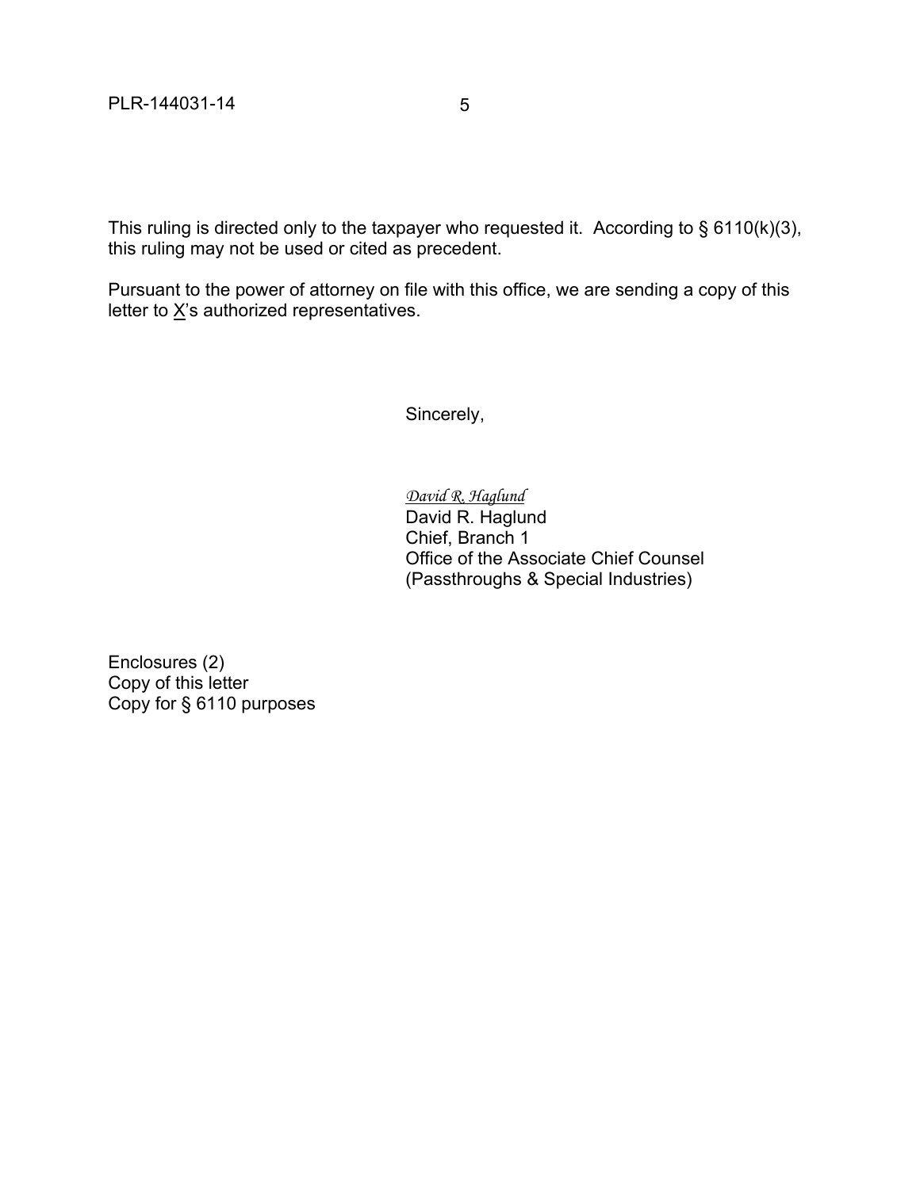This ruling is directed only to the taxpayer who requested it. According to § 6110(k)(3), this ruling may not be used or cited as precedent.

Pursuant to the power of attorney on file with this office, we are sending a copy of this letter to X's authorized representatives.

Sincerely,

*David R. Haglund*
David R. Haglund
Chief, Branch 1
Office of the Associate Chief Counsel
(Passthroughs & Special Industries)

Enclosures (2)
Copy of this letter
Copy for § 6110 purposes